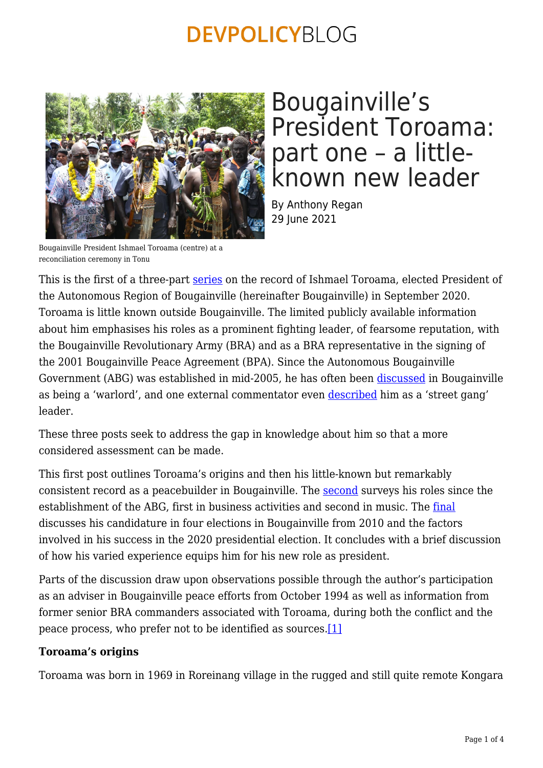DEVPOLICYBLOG

# Bougainville's President Toroama: part one – a little-known new leader

By Anthony Regan
29 June 2021

Bougainville President Ishmael Toroama (centre) at a reconciliation ceremony in Tonu

This is the first of a three-part series on the record of Ishmael Toroama, elected President of the Autonomous Region of Bougainville (hereinafter Bougainville) in September 2020. Toroama is little known outside Bougainville. The limited publicly available information about him emphasises his roles as a prominent fighting leader, of fearsome reputation, with the Bougainville Revolutionary Army (BRA) and as a BRA representative in the signing of the 2001 Bougainville Peace Agreement (BPA). Since the Autonomous Bougainville Government (ABG) was established in mid-2005, he has often been discussed in Bougainville as being a 'warlord', and one external commentator even described him as a 'street gang' leader.

These three posts seek to address the gap in knowledge about him so that a more considered assessment can be made.

This first post outlines Toroama's origins and then his little-known but remarkably consistent record as a peacebuilder in Bougainville. The second surveys his roles since the establishment of the ABG, first in business activities and second in music. The final discusses his candidature in four elections in Bougainville from 2010 and the factors involved in his success in the 2020 presidential election. It concludes with a brief discussion of how his varied experience equips him for his new role as president.

Parts of the discussion draw upon observations possible through the author's participation as an adviser in Bougainville peace efforts from October 1994 as well as information from former senior BRA commanders associated with Toroama, during both the conflict and the peace process, who prefer not to be identified as sources.[1]

**Toroama's origins**

Toroama was born in 1969 in Roreinang village in the rugged and still quite remote Kongara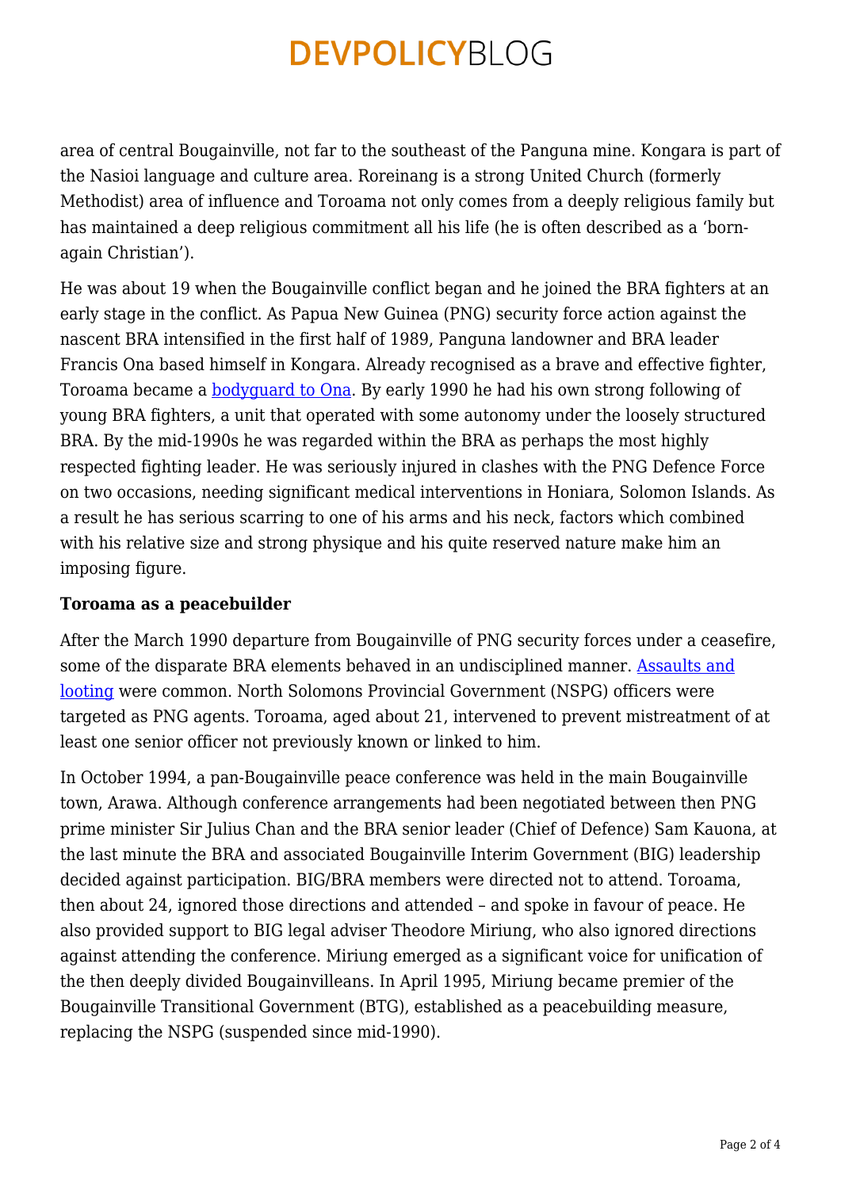area of central Bougainville, not far to the southeast of the Panguna mine. Kongara is part of the Nasioi language and culture area. Roreinang is a strong United Church (formerly Methodist) area of influence and Toroama not only comes from a deeply religious family but has maintained a deep religious commitment all his life (he is often described as a 'born-again Christian').

He was about 19 when the Bougainville conflict began and he joined the BRA fighters at an early stage in the conflict. As Papua New Guinea (PNG) security force action against the nascent BRA intensified in the first half of 1989, Panguna landowner and BRA leader Francis Ona based himself in Kongara. Already recognised as a brave and effective fighter, Toroama became a bodyguard to Ona. By early 1990 he had his own strong following of young BRA fighters, a unit that operated with some autonomy under the loosely structured BRA. By the mid-1990s he was regarded within the BRA as perhaps the most highly respected fighting leader. He was seriously injured in clashes with the PNG Defence Force on two occasions, needing significant medical interventions in Honiara, Solomon Islands. As a result he has serious scarring to one of his arms and his neck, factors which combined with his relative size and strong physique and his quite reserved nature make him an imposing figure.

**Toroama as a peacebuilder**

After the March 1990 departure from Bougainville of PNG security forces under a ceasefire, some of the disparate BRA elements behaved in an undisciplined manner. Assaults and looting were common. North Solomons Provincial Government (NSPG) officers were targeted as PNG agents. Toroama, aged about 21, intervened to prevent mistreatment of at least one senior officer not previously known or linked to him.

In October 1994, a pan-Bougainville peace conference was held in the main Bougainville town, Arawa. Although conference arrangements had been negotiated between then PNG prime minister Sir Julius Chan and the BRA senior leader (Chief of Defence) Sam Kauona, at the last minute the BRA and associated Bougainville Interim Government (BIG) leadership decided against participation. BIG/BRA members were directed not to attend. Toroama, then about 24, ignored those directions and attended – and spoke in favour of peace. He also provided support to BIG legal adviser Theodore Miriung, who also ignored directions against attending the conference. Miriung emerged as a significant voice for unification of the then deeply divided Bougainvilleans. In April 1995, Miriung became premier of the Bougainville Transitional Government (BTG), established as a peacebuilding measure, replacing the NSPG (suspended since mid-1990).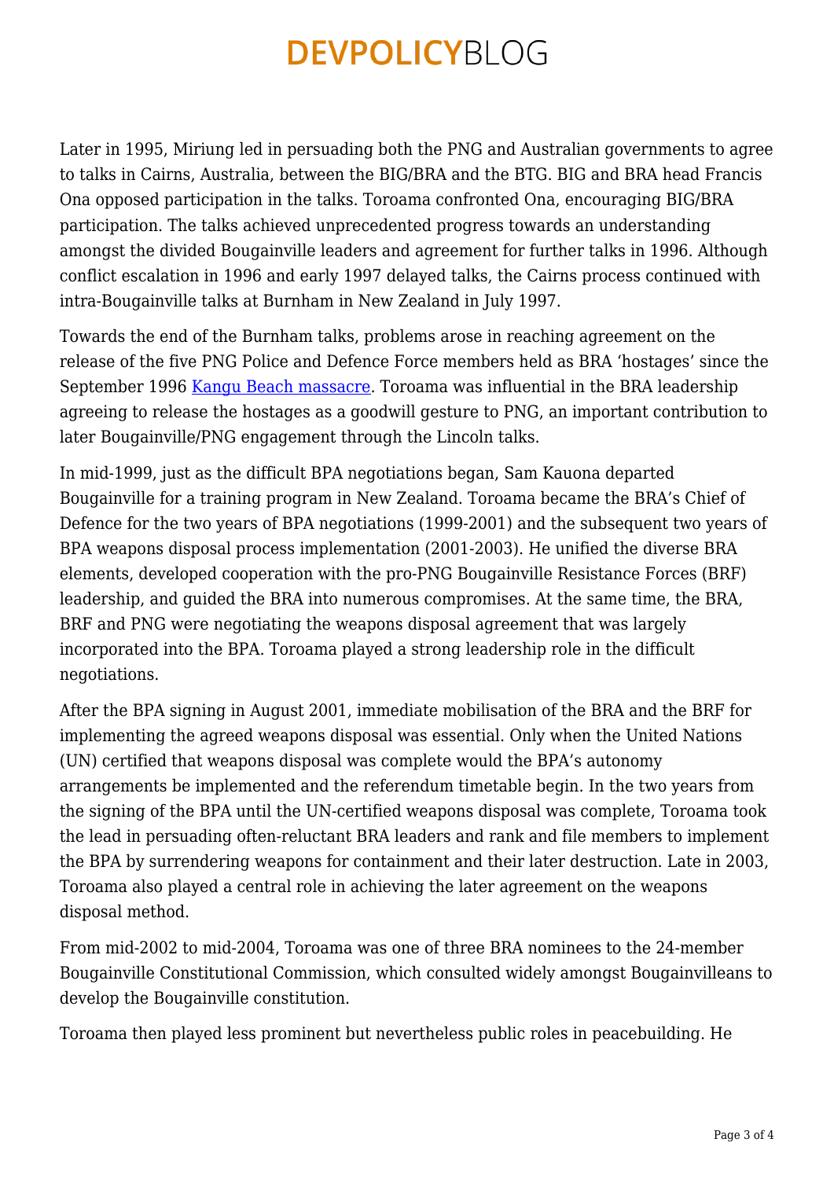Later in 1995, Miriung led in persuading both the PNG and Australian governments to agree to talks in Cairns, Australia, between the BIG/BRA and the BTG. BIG and BRA head Francis Ona opposed participation in the talks. Toroama confronted Ona, encouraging BIG/BRA participation. The talks achieved unprecedented progress towards an understanding amongst the divided Bougainville leaders and agreement for further talks in 1996. Although conflict escalation in 1996 and early 1997 delayed talks, the Cairns process continued with intra-Bougainville talks at Burnham in New Zealand in July 1997.

Towards the end of the Burnham talks, problems arose in reaching agreement on the release of the five PNG Police and Defence Force members held as BRA 'hostages' since the September 1996 [Kangu Beach massacre](). Toroama was influential in the BRA leadership agreeing to release the hostages as a goodwill gesture to PNG, an important contribution to later Bougainville/PNG engagement through the Lincoln talks.

In mid-1999, just as the difficult BPA negotiations began, Sam Kauona departed Bougainville for a training program in New Zealand. Toroama became the BRA's Chief of Defence for the two years of BPA negotiations (1999-2001) and the subsequent two years of BPA weapons disposal process implementation (2001-2003). He unified the diverse BRA elements, developed cooperation with the pro-PNG Bougainville Resistance Forces (BRF) leadership, and guided the BRA into numerous compromises. At the same time, the BRA, BRF and PNG were negotiating the weapons disposal agreement that was largely incorporated into the BPA. Toroama played a strong leadership role in the difficult negotiations.

After the BPA signing in August 2001, immediate mobilisation of the BRA and the BRF for implementing the agreed weapons disposal was essential. Only when the United Nations (UN) certified that weapons disposal was complete would the BPA's autonomy arrangements be implemented and the referendum timetable begin. In the two years from the signing of the BPA until the UN-certified weapons disposal was complete, Toroama took the lead in persuading often-reluctant BRA leaders and rank and file members to implement the BPA by surrendering weapons for containment and their later destruction. Late in 2003, Toroama also played a central role in achieving the later agreement on the weapons disposal method.

From mid-2002 to mid-2004, Toroama was one of three BRA nominees to the 24-member Bougainville Constitutional Commission, which consulted widely amongst Bougainvilleans to develop the Bougainville constitution.

Toroama then played less prominent but nevertheless public roles in peacebuilding. He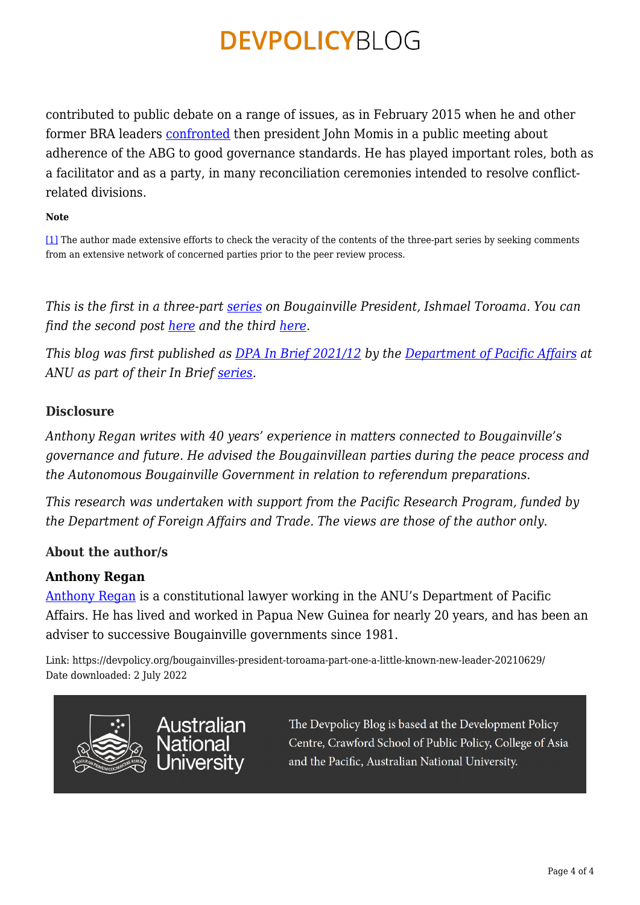contributed to public debate on a range of issues, as in February 2015 when he and other former BRA leaders confronted then president John Momis in a public meeting about adherence of the ABG to good governance standards. He has played important roles, both as a facilitator and as a party, in many reconciliation ceremonies intended to resolve conflict-related divisions.

**Note**

[1] The author made extensive efforts to check the veracity of the contents of the three-part series by seeking comments from an extensive network of concerned parties prior to the peer review process.

*This is the first in a three-part series on Bougainville President, Ishmael Toroama. You can find the second post here and the third here.*

*This blog was first published as DPA In Brief 2021/12 by the Department of Pacific Affairs at ANU as part of their In Brief series.*

### Disclosure

*Anthony Regan writes with 40 years' experience in matters connected to Bougainville's governance and future. He advised the Bougainvillean parties during the peace process and the Autonomous Bougainville Government in relation to referendum preparations.*

*This research was undertaken with support from the Pacific Research Program, funded by the Department of Foreign Affairs and Trade. The views are those of the author only.*

### About the author/s

**Anthony Regan**

Anthony Regan is a constitutional lawyer working in the ANU's Department of Pacific Affairs. He has lived and worked in Papua New Guinea for nearly 20 years, and has been an adviser to successive Bougainville governments since 1981.

Link: https://devpolicy.org/bougainvilles-president-toroama-part-one-a-little-known-new-leader-20210629/
Date downloaded: 2 July 2022

Australian National University

The Devpolicy Blog is based at the Development Policy Centre, Crawford School of Public Policy, College of Asia and the Pacific, Australian National University.